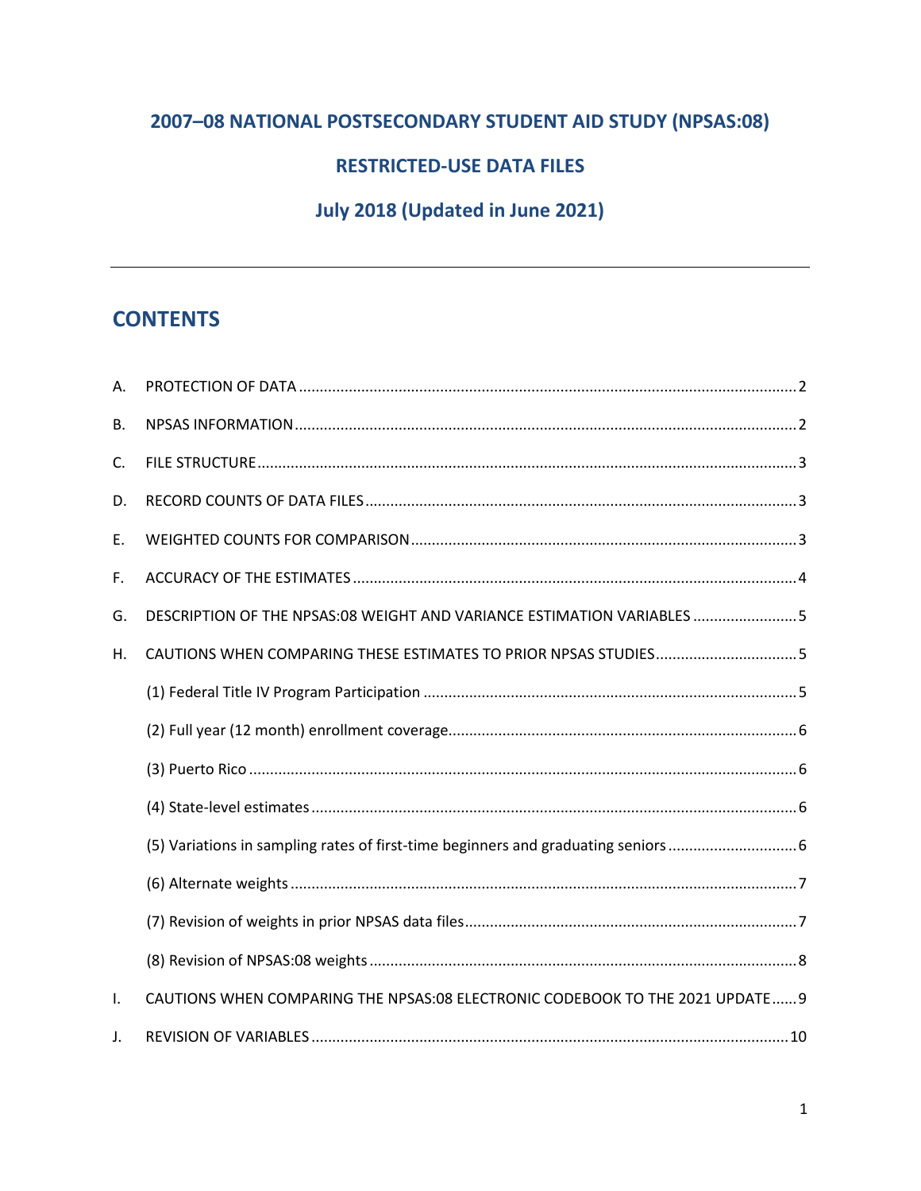# 2007–08 NATIONAL POSTSECONDARY STUDENT AID STUDY (NPSAS:08)

# RESTRICTED-USE DATA FILES

# July 2018 (Updated in June 2021)

---

## CONTENTS

A. PROTECTION OF DATA ..... 2

B. NPSAS INFORMATION ..... 2

C. FILE STRUCTURE ..... 3

D. RECORD COUNTS OF DATA FILES ..... 3

E. WEIGHTED COUNTS FOR COMPARISON ..... 3

F. ACCURACY OF THE ESTIMATES ..... 4

G. DESCRIPTION OF THE NPSAS:08 WEIGHT AND VARIANCE ESTIMATION VARIABLES ..... 5

H. CAUTIONS WHEN COMPARING THESE ESTIMATES TO PRIOR NPSAS STUDIES ..... 5

(1) Federal Title IV Program Participation ..... 5

(2) Full year (12 month) enrollment coverage ..... 6

(3) Puerto Rico ..... 6

(4) State-level estimates ..... 6

(5) Variations in sampling rates of first-time beginners and graduating seniors ..... 6

(6) Alternate weights ..... 7

(7) Revision of weights in prior NPSAS data files ..... 7

(8) Revision of NPSAS:08 weights ..... 8

I. CAUTIONS WHEN COMPARING THE NPSAS:08 ELECTRONIC CODEBOOK TO THE 2021 UPDATE ..... 9

J. REVISION OF VARIABLES ..... 10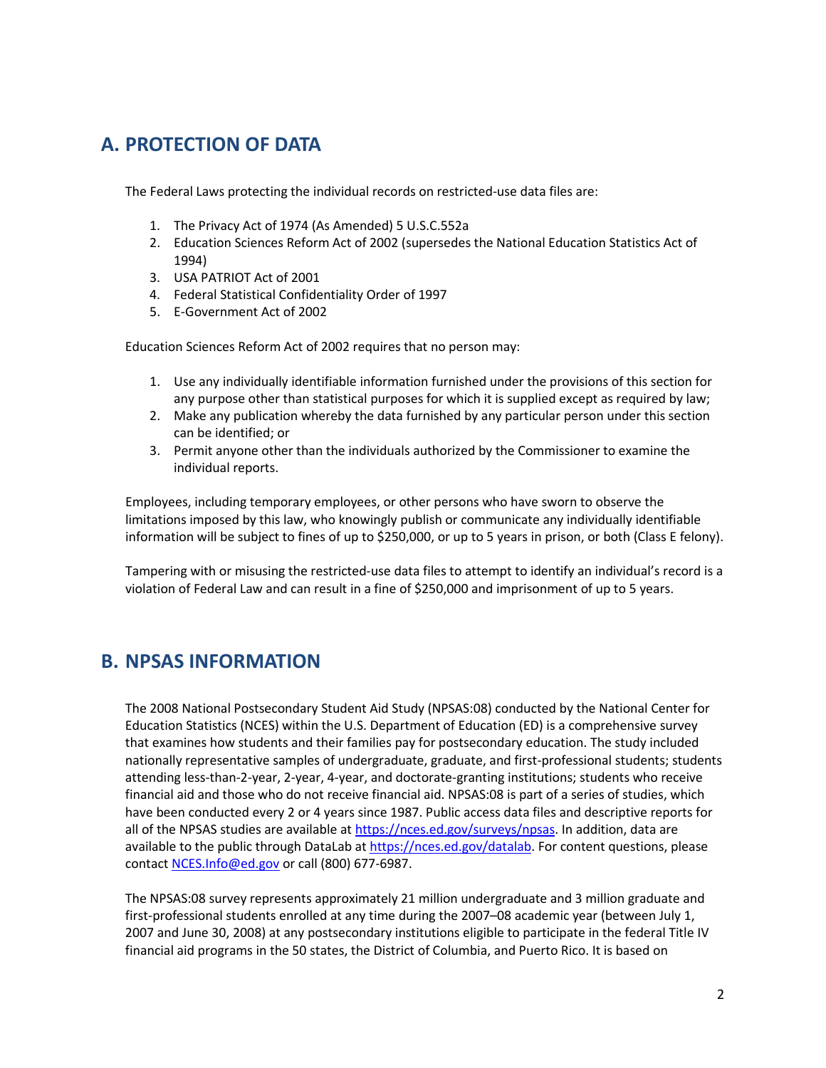## A. PROTECTION OF DATA

The Federal Laws protecting the individual records on restricted-use data files are:

1. The Privacy Act of 1974 (As Amended) 5 U.S.C.552a
2. Education Sciences Reform Act of 2002 (supersedes the National Education Statistics Act of 1994)
3. USA PATRIOT Act of 2001
4. Federal Statistical Confidentiality Order of 1997
5. E-Government Act of 2002

Education Sciences Reform Act of 2002 requires that no person may:

1. Use any individually identifiable information furnished under the provisions of this section for any purpose other than statistical purposes for which it is supplied except as required by law;
2. Make any publication whereby the data furnished by any particular person under this section can be identified; or
3. Permit anyone other than the individuals authorized by the Commissioner to examine the individual reports.

Employees, including temporary employees, or other persons who have sworn to observe the limitations imposed by this law, who knowingly publish or communicate any individually identifiable information will be subject to fines of up to $250,000, or up to 5 years in prison, or both (Class E felony).

Tampering with or misusing the restricted-use data files to attempt to identify an individual's record is a violation of Federal Law and can result in a fine of $250,000 and imprisonment of up to 5 years.

## B. NPSAS INFORMATION

The 2008 National Postsecondary Student Aid Study (NPSAS:08) conducted by the National Center for Education Statistics (NCES) within the U.S. Department of Education (ED) is a comprehensive survey that examines how students and their families pay for postsecondary education. The study included nationally representative samples of undergraduate, graduate, and first-professional students; students attending less-than-2-year, 2-year, 4-year, and doctorate-granting institutions; students who receive financial aid and those who do not receive financial aid. NPSAS:08 is part of a series of studies, which have been conducted every 2 or 4 years since 1987. Public access data files and descriptive reports for all of the NPSAS studies are available at https://nces.ed.gov/surveys/npsas. In addition, data are available to the public through DataLab at https://nces.ed.gov/datalab. For content questions, please contact NCES.Info@ed.gov or call (800) 677-6987.

The NPSAS:08 survey represents approximately 21 million undergraduate and 3 million graduate and first-professional students enrolled at any time during the 2007–08 academic year (between July 1, 2007 and June 30, 2008) at any postsecondary institutions eligible to participate in the federal Title IV financial aid programs in the 50 states, the District of Columbia, and Puerto Rico. It is based on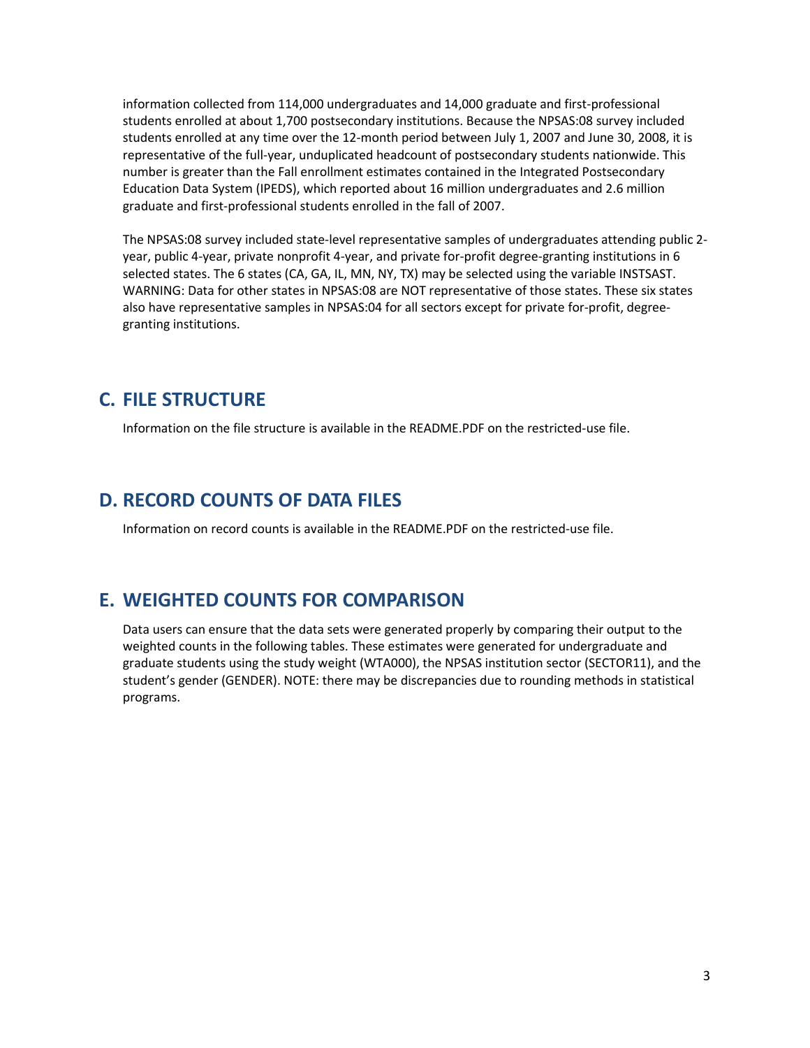information collected from 114,000 undergraduates and 14,000 graduate and first-professional students enrolled at about 1,700 postsecondary institutions. Because the NPSAS:08 survey included students enrolled at any time over the 12-month period between July 1, 2007 and June 30, 2008, it is representative of the full-year, unduplicated headcount of postsecondary students nationwide. This number is greater than the Fall enrollment estimates contained in the Integrated Postsecondary Education Data System (IPEDS), which reported about 16 million undergraduates and 2.6 million graduate and first-professional students enrolled in the fall of 2007.

The NPSAS:08 survey included state-level representative samples of undergraduates attending public 2-year, public 4-year, private nonprofit 4-year, and private for-profit degree-granting institutions in 6 selected states. The 6 states (CA, GA, IL, MN, NY, TX) may be selected using the variable INSTSAST. WARNING: Data for other states in NPSAS:08 are NOT representative of those states. These six states also have representative samples in NPSAS:04 for all sectors except for private for-profit, degree-granting institutions.

## C. FILE STRUCTURE

Information on the file structure is available in the README.PDF on the restricted-use file.

## D. RECORD COUNTS OF DATA FILES

Information on record counts is available in the README.PDF on the restricted-use file.

## E. WEIGHTED COUNTS FOR COMPARISON

Data users can ensure that the data sets were generated properly by comparing their output to the weighted counts in the following tables. These estimates were generated for undergraduate and graduate students using the study weight (WTA000), the NPSAS institution sector (SECTOR11), and the student's gender (GENDER). NOTE: there may be discrepancies due to rounding methods in statistical programs.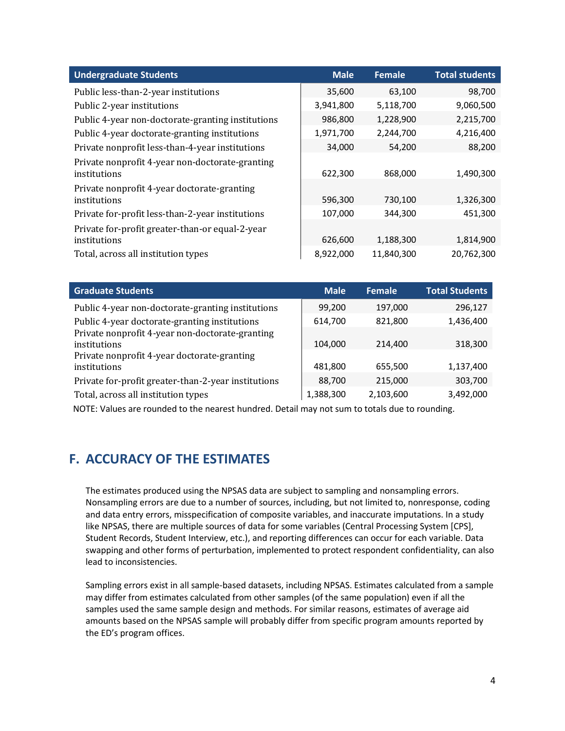| Undergraduate Students | Male | Female | Total students |
|---|---|---|---|
| Public less-than-2-year institutions | 35,600 | 63,100 | 98,700 |
| Public 2-year institutions | 3,941,800 | 5,118,700 | 9,060,500 |
| Public 4-year non-doctorate-granting institutions | 986,800 | 1,228,900 | 2,215,700 |
| Public 4-year doctorate-granting institutions | 1,971,700 | 2,244,700 | 4,216,400 |
| Private nonprofit less-than-4-year institutions | 34,000 | 54,200 | 88,200 |
| Private nonprofit 4-year non-doctorate-granting institutions | 622,300 | 868,000 | 1,490,300 |
| Private nonprofit 4-year doctorate-granting institutions | 596,300 | 730,100 | 1,326,300 |
| Private for-profit less-than-2-year institutions | 107,000 | 344,300 | 451,300 |
| Private for-profit greater-than-or equal-2-year institutions | 626,600 | 1,188,300 | 1,814,900 |
| Total, across all institution types | 8,922,000 | 11,840,300 | 20,762,300 |

| Graduate Students | Male | Female | Total Students |
|---|---|---|---|
| Public 4-year non-doctorate-granting institutions | 99,200 | 197,000 | 296,127 |
| Public 4-year doctorate-granting institutions | 614,700 | 821,800 | 1,436,400 |
| Private nonprofit 4-year non-doctorate-granting institutions | 104,000 | 214,400 | 318,300 |
| Private nonprofit 4-year doctorate-granting institutions | 481,800 | 655,500 | 1,137,400 |
| Private for-profit greater-than-2-year institutions | 88,700 | 215,000 | 303,700 |
| Total, across all institution types | 1,388,300 | 2,103,600 | 3,492,000 |

NOTE: Values are rounded to the nearest hundred. Detail may not sum to totals due to rounding.

## F. ACCURACY OF THE ESTIMATES

The estimates produced using the NPSAS data are subject to sampling and nonsampling errors. Nonsampling errors are due to a number of sources, including, but not limited to, nonresponse, coding and data entry errors, misspecification of composite variables, and inaccurate imputations. In a study like NPSAS, there are multiple sources of data for some variables (Central Processing System [CPS], Student Records, Student Interview, etc.), and reporting differences can occur for each variable. Data swapping and other forms of perturbation, implemented to protect respondent confidentiality, can also lead to inconsistencies.

Sampling errors exist in all sample-based datasets, including NPSAS. Estimates calculated from a sample may differ from estimates calculated from other samples (of the same population) even if all the samples used the same sample design and methods. For similar reasons, estimates of average aid amounts based on the NPSAS sample will probably differ from specific program amounts reported by the ED's program offices.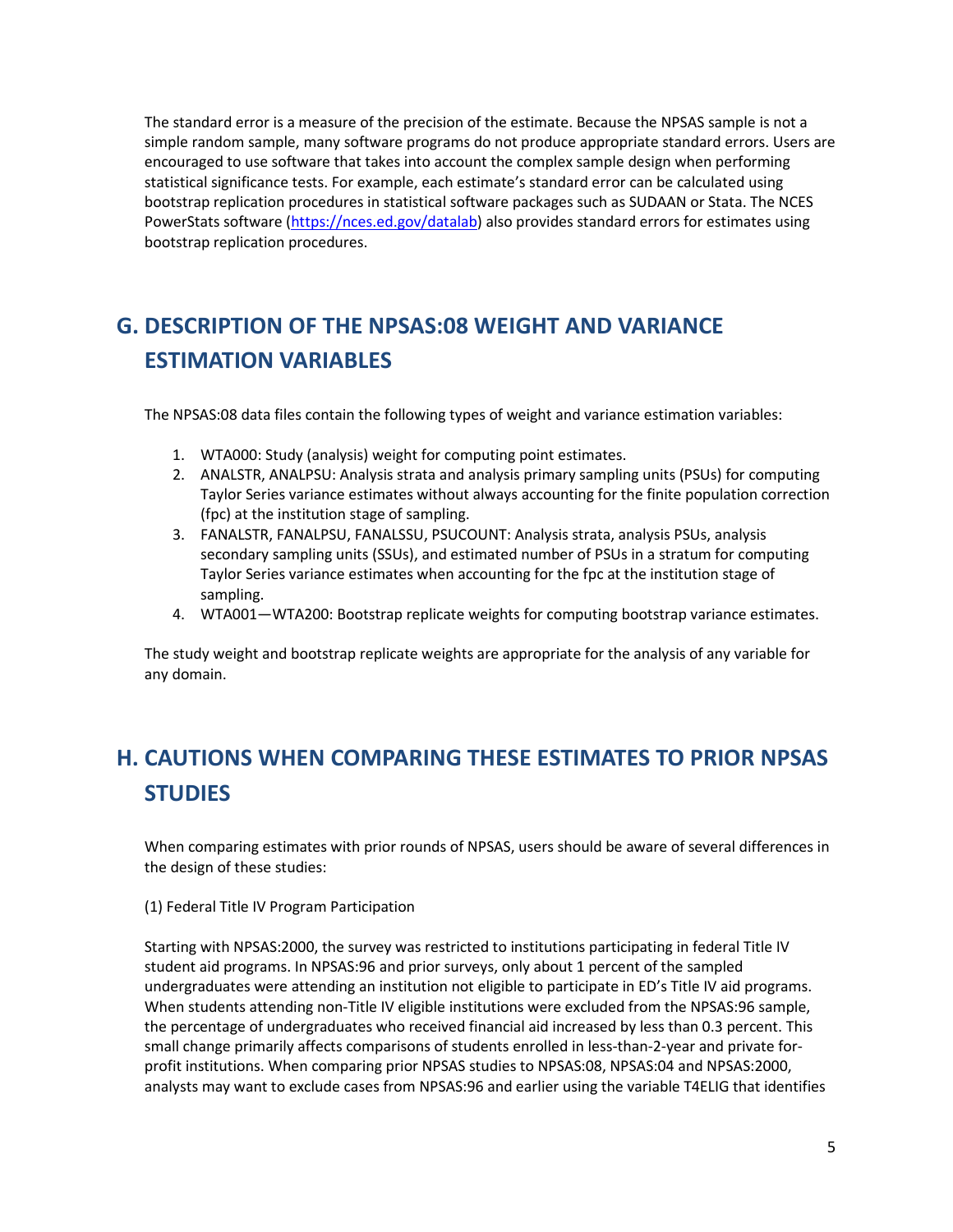The standard error is a measure of the precision of the estimate. Because the NPSAS sample is not a simple random sample, many software programs do not produce appropriate standard errors. Users are encouraged to use software that takes into account the complex sample design when performing statistical significance tests. For example, each estimate's standard error can be calculated using bootstrap replication procedures in statistical software packages such as SUDAAN or Stata. The NCES PowerStats software (https://nces.ed.gov/datalab) also provides standard errors for estimates using bootstrap replication procedures.

## G. DESCRIPTION OF THE NPSAS:08 WEIGHT AND VARIANCE ESTIMATION VARIABLES

The NPSAS:08 data files contain the following types of weight and variance estimation variables:

1. WTA000: Study (analysis) weight for computing point estimates.
2. ANALSTR, ANALPSU: Analysis strata and analysis primary sampling units (PSUs) for computing Taylor Series variance estimates without always accounting for the finite population correction (fpc) at the institution stage of sampling.
3. FANALSTR, FANALPSU, FANALSSU, PSUCOUNT: Analysis strata, analysis PSUs, analysis secondary sampling units (SSUs), and estimated number of PSUs in a stratum for computing Taylor Series variance estimates when accounting for the fpc at the institution stage of sampling.
4. WTA001—WTA200: Bootstrap replicate weights for computing bootstrap variance estimates.

The study weight and bootstrap replicate weights are appropriate for the analysis of any variable for any domain.

## H. CAUTIONS WHEN COMPARING THESE ESTIMATES TO PRIOR NPSAS STUDIES

When comparing estimates with prior rounds of NPSAS, users should be aware of several differences in the design of these studies:

(1) Federal Title IV Program Participation

Starting with NPSAS:2000, the survey was restricted to institutions participating in federal Title IV student aid programs. In NPSAS:96 and prior surveys, only about 1 percent of the sampled undergraduates were attending an institution not eligible to participate in ED's Title IV aid programs. When students attending non-Title IV eligible institutions were excluded from the NPSAS:96 sample, the percentage of undergraduates who received financial aid increased by less than 0.3 percent. This small change primarily affects comparisons of students enrolled in less-than-2-year and private for-profit institutions. When comparing prior NPSAS studies to NPSAS:08, NPSAS:04 and NPSAS:2000, analysts may want to exclude cases from NPSAS:96 and earlier using the variable T4ELIG that identifies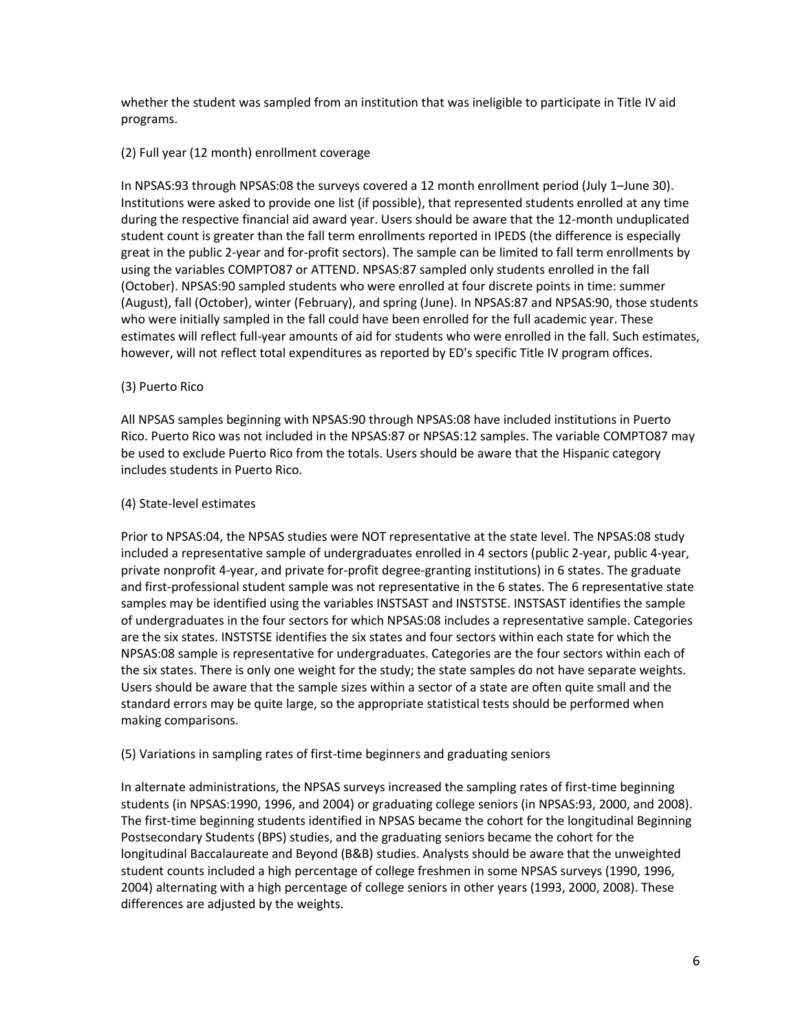whether the student was sampled from an institution that was ineligible to participate in Title IV aid programs.

(2) Full year (12 month) enrollment coverage

In NPSAS:93 through NPSAS:08 the surveys covered a 12 month enrollment period (July 1–June 30). Institutions were asked to provide one list (if possible), that represented students enrolled at any time during the respective financial aid award year. Users should be aware that the 12-month unduplicated student count is greater than the fall term enrollments reported in IPEDS (the difference is especially great in the public 2-year and for-profit sectors). The sample can be limited to fall term enrollments by using the variables COMPTO87 or ATTEND. NPSAS:87 sampled only students enrolled in the fall (October). NPSAS:90 sampled students who were enrolled at four discrete points in time: summer (August), fall (October), winter (February), and spring (June). In NPSAS:87 and NPSAS:90, those students who were initially sampled in the fall could have been enrolled for the full academic year. These estimates will reflect full-year amounts of aid for students who were enrolled in the fall. Such estimates, however, will not reflect total expenditures as reported by ED's specific Title IV program offices.

(3) Puerto Rico

All NPSAS samples beginning with NPSAS:90 through NPSAS:08 have included institutions in Puerto Rico. Puerto Rico was not included in the NPSAS:87 or NPSAS:12 samples. The variable COMPTO87 may be used to exclude Puerto Rico from the totals. Users should be aware that the Hispanic category includes students in Puerto Rico.

(4) State-level estimates

Prior to NPSAS:04, the NPSAS studies were NOT representative at the state level. The NPSAS:08 study included a representative sample of undergraduates enrolled in 4 sectors (public 2-year, public 4-year, private nonprofit 4-year, and private for-profit degree-granting institutions) in 6 states. The graduate and first-professional student sample was not representative in the 6 states. The 6 representative state samples may be identified using the variables INSTSAST and INSTSTSE. INSTSAST identifies the sample of undergraduates in the four sectors for which NPSAS:08 includes a representative sample. Categories are the six states. INSTSTSE identifies the six states and four sectors within each state for which the NPSAS:08 sample is representative for undergraduates. Categories are the four sectors within each of the six states. There is only one weight for the study; the state samples do not have separate weights. Users should be aware that the sample sizes within a sector of a state are often quite small and the standard errors may be quite large, so the appropriate statistical tests should be performed when making comparisons.

(5) Variations in sampling rates of first-time beginners and graduating seniors

In alternate administrations, the NPSAS surveys increased the sampling rates of first-time beginning students (in NPSAS:1990, 1996, and 2004) or graduating college seniors (in NPSAS:93, 2000, and 2008). The first-time beginning students identified in NPSAS became the cohort for the longitudinal Beginning Postsecondary Students (BPS) studies, and the graduating seniors became the cohort for the longitudinal Baccalaureate and Beyond (B&B) studies. Analysts should be aware that the unweighted student counts included a high percentage of college freshmen in some NPSAS surveys (1990, 1996, 2004) alternating with a high percentage of college seniors in other years (1993, 2000, 2008). These differences are adjusted by the weights.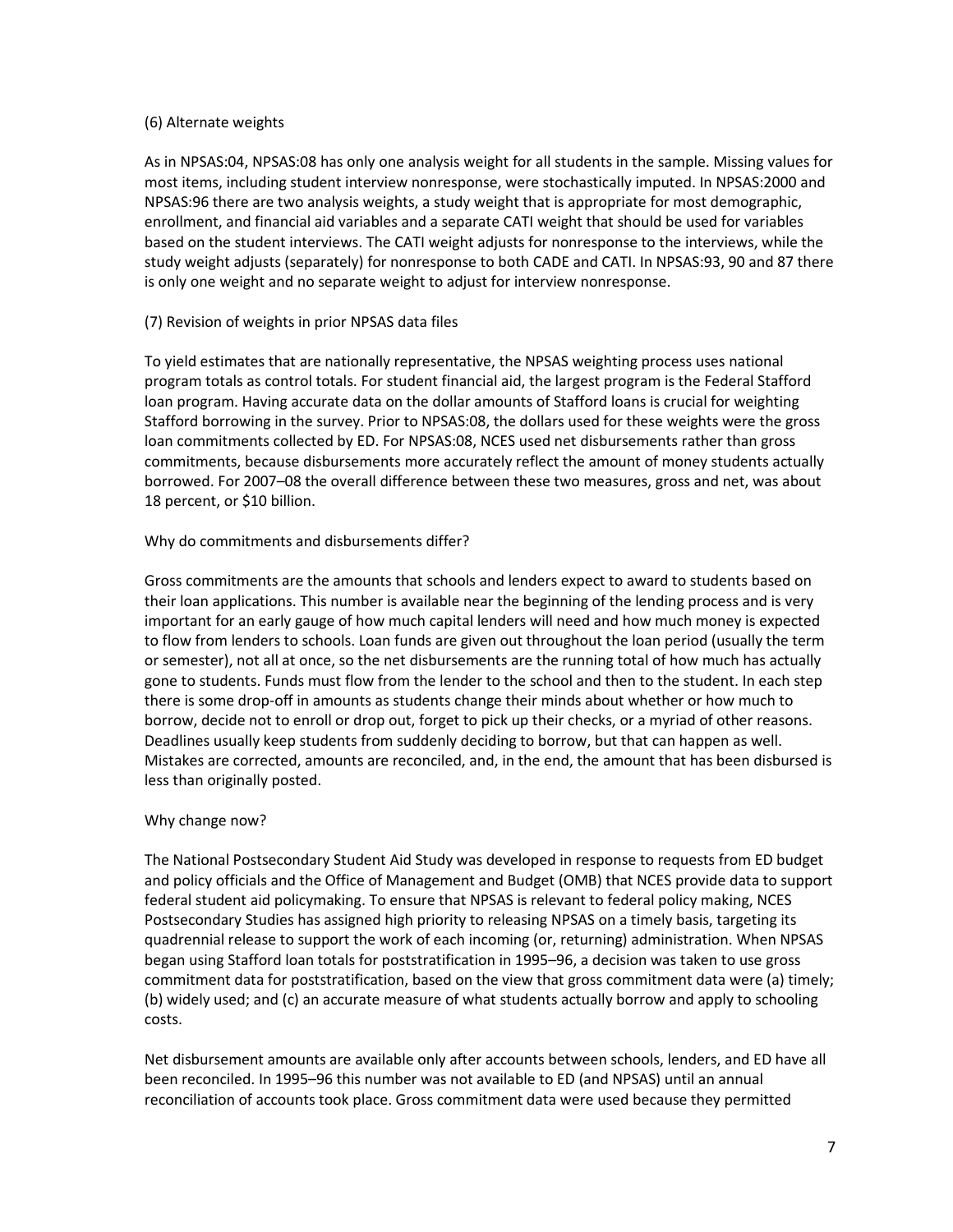(6) Alternate weights

As in NPSAS:04, NPSAS:08 has only one analysis weight for all students in the sample. Missing values for most items, including student interview nonresponse, were stochastically imputed. In NPSAS:2000 and NPSAS:96 there are two analysis weights, a study weight that is appropriate for most demographic, enrollment, and financial aid variables and a separate CATI weight that should be used for variables based on the student interviews. The CATI weight adjusts for nonresponse to the interviews, while the study weight adjusts (separately) for nonresponse to both CADE and CATI. In NPSAS:93, 90 and 87 there is only one weight and no separate weight to adjust for interview nonresponse.

(7) Revision of weights in prior NPSAS data files

To yield estimates that are nationally representative, the NPSAS weighting process uses national program totals as control totals. For student financial aid, the largest program is the Federal Stafford loan program. Having accurate data on the dollar amounts of Stafford loans is crucial for weighting Stafford borrowing in the survey. Prior to NPSAS:08, the dollars used for these weights were the gross loan commitments collected by ED. For NPSAS:08, NCES used net disbursements rather than gross commitments, because disbursements more accurately reflect the amount of money students actually borrowed. For 2007–08 the overall difference between these two measures, gross and net, was about 18 percent, or $10 billion.

Why do commitments and disbursements differ?

Gross commitments are the amounts that schools and lenders expect to award to students based on their loan applications. This number is available near the beginning of the lending process and is very important for an early gauge of how much capital lenders will need and how much money is expected to flow from lenders to schools. Loan funds are given out throughout the loan period (usually the term or semester), not all at once, so the net disbursements are the running total of how much has actually gone to students. Funds must flow from the lender to the school and then to the student. In each step there is some drop-off in amounts as students change their minds about whether or how much to borrow, decide not to enroll or drop out, forget to pick up their checks, or a myriad of other reasons. Deadlines usually keep students from suddenly deciding to borrow, but that can happen as well. Mistakes are corrected, amounts are reconciled, and, in the end, the amount that has been disbursed is less than originally posted.

Why change now?

The National Postsecondary Student Aid Study was developed in response to requests from ED budget and policy officials and the Office of Management and Budget (OMB) that NCES provide data to support federal student aid policymaking. To ensure that NPSAS is relevant to federal policy making, NCES Postsecondary Studies has assigned high priority to releasing NPSAS on a timely basis, targeting its quadrennial release to support the work of each incoming (or, returning) administration. When NPSAS began using Stafford loan totals for poststratification in 1995–96, a decision was taken to use gross commitment data for poststratification, based on the view that gross commitment data were (a) timely; (b) widely used; and (c) an accurate measure of what students actually borrow and apply to schooling costs.

Net disbursement amounts are available only after accounts between schools, lenders, and ED have all been reconciled. In 1995–96 this number was not available to ED (and NPSAS) until an annual reconciliation of accounts took place. Gross commitment data were used because they permitted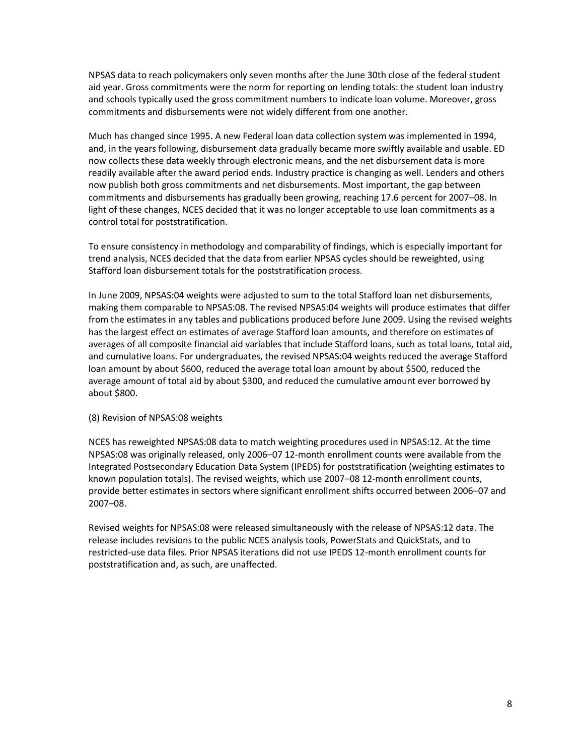NPSAS data to reach policymakers only seven months after the June 30th close of the federal student aid year. Gross commitments were the norm for reporting on lending totals: the student loan industry and schools typically used the gross commitment numbers to indicate loan volume. Moreover, gross commitments and disbursements were not widely different from one another.

Much has changed since 1995. A new Federal loan data collection system was implemented in 1994, and, in the years following, disbursement data gradually became more swiftly available and usable. ED now collects these data weekly through electronic means, and the net disbursement data is more readily available after the award period ends. Industry practice is changing as well. Lenders and others now publish both gross commitments and net disbursements. Most important, the gap between commitments and disbursements has gradually been growing, reaching 17.6 percent for 2007–08. In light of these changes, NCES decided that it was no longer acceptable to use loan commitments as a control total for poststratification.

To ensure consistency in methodology and comparability of findings, which is especially important for trend analysis, NCES decided that the data from earlier NPSAS cycles should be reweighted, using Stafford loan disbursement totals for the poststratification process.

In June 2009, NPSAS:04 weights were adjusted to sum to the total Stafford loan net disbursements, making them comparable to NPSAS:08. The revised NPSAS:04 weights will produce estimates that differ from the estimates in any tables and publications produced before June 2009. Using the revised weights has the largest effect on estimates of average Stafford loan amounts, and therefore on estimates of averages of all composite financial aid variables that include Stafford loans, such as total loans, total aid, and cumulative loans. For undergraduates, the revised NPSAS:04 weights reduced the average Stafford loan amount by about $600, reduced the average total loan amount by about $500, reduced the average amount of total aid by about $300, and reduced the cumulative amount ever borrowed by about $800.

(8) Revision of NPSAS:08 weights

NCES has reweighted NPSAS:08 data to match weighting procedures used in NPSAS:12. At the time NPSAS:08 was originally released, only 2006–07 12-month enrollment counts were available from the Integrated Postsecondary Education Data System (IPEDS) for poststratification (weighting estimates to known population totals). The revised weights, which use 2007–08 12-month enrollment counts, provide better estimates in sectors where significant enrollment shifts occurred between 2006–07 and 2007–08.

Revised weights for NPSAS:08 were released simultaneously with the release of NPSAS:12 data. The release includes revisions to the public NCES analysis tools, PowerStats and QuickStats, and to restricted-use data files. Prior NPSAS iterations did not use IPEDS 12-month enrollment counts for poststratification and, as such, are unaffected.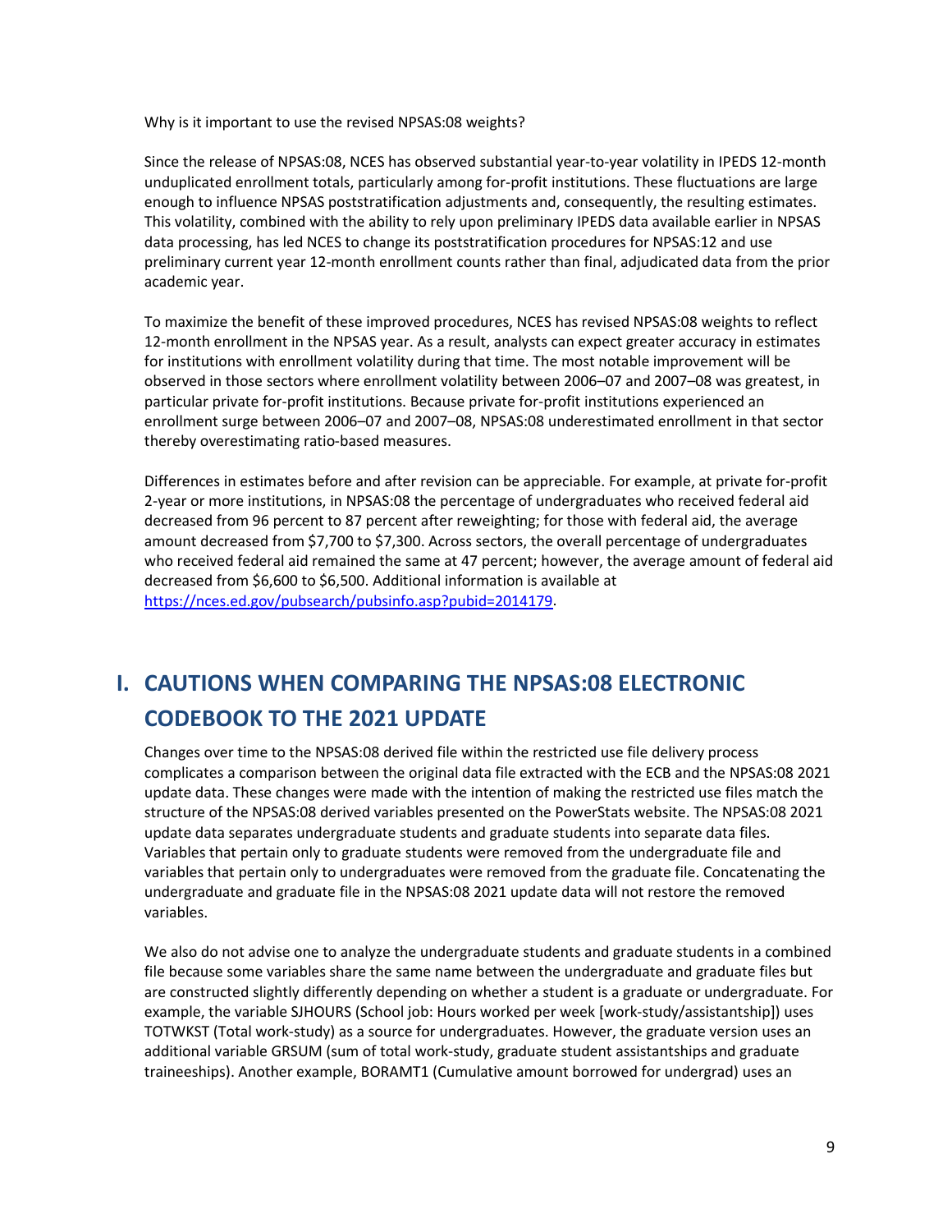Why is it important to use the revised NPSAS:08 weights?

Since the release of NPSAS:08, NCES has observed substantial year-to-year volatility in IPEDS 12-month unduplicated enrollment totals, particularly among for-profit institutions. These fluctuations are large enough to influence NPSAS poststratification adjustments and, consequently, the resulting estimates. This volatility, combined with the ability to rely upon preliminary IPEDS data available earlier in NPSAS data processing, has led NCES to change its poststratification procedures for NPSAS:12 and use preliminary current year 12-month enrollment counts rather than final, adjudicated data from the prior academic year.

To maximize the benefit of these improved procedures, NCES has revised NPSAS:08 weights to reflect 12-month enrollment in the NPSAS year. As a result, analysts can expect greater accuracy in estimates for institutions with enrollment volatility during that time. The most notable improvement will be observed in those sectors where enrollment volatility between 2006–07 and 2007–08 was greatest, in particular private for-profit institutions. Because private for-profit institutions experienced an enrollment surge between 2006–07 and 2007–08, NPSAS:08 underestimated enrollment in that sector thereby overestimating ratio-based measures.

Differences in estimates before and after revision can be appreciable. For example, at private for-profit 2-year or more institutions, in NPSAS:08 the percentage of undergraduates who received federal aid decreased from 96 percent to 87 percent after reweighting; for those with federal aid, the average amount decreased from $7,700 to $7,300. Across sectors, the overall percentage of undergraduates who received federal aid remained the same at 47 percent; however, the average amount of federal aid decreased from $6,600 to $6,500. Additional information is available at https://nces.ed.gov/pubsearch/pubsinfo.asp?pubid=2014179.

# I. CAUTIONS WHEN COMPARING THE NPSAS:08 ELECTRONIC CODEBOOK TO THE 2021 UPDATE

Changes over time to the NPSAS:08 derived file within the restricted use file delivery process complicates a comparison between the original data file extracted with the ECB and the NPSAS:08 2021 update data. These changes were made with the intention of making the restricted use files match the structure of the NPSAS:08 derived variables presented on the PowerStats website. The NPSAS:08 2021 update data separates undergraduate students and graduate students into separate data files. Variables that pertain only to graduate students were removed from the undergraduate file and variables that pertain only to undergraduates were removed from the graduate file. Concatenating the undergraduate and graduate file in the NPSAS:08 2021 update data will not restore the removed variables.

We also do not advise one to analyze the undergraduate students and graduate students in a combined file because some variables share the same name between the undergraduate and graduate files but are constructed slightly differently depending on whether a student is a graduate or undergraduate. For example, the variable SJHOURS (School job: Hours worked per week [work-study/assistantship]) uses TOTWKST (Total work-study) as a source for undergraduates. However, the graduate version uses an additional variable GRSUM (sum of total work-study, graduate student assistantships and graduate traineeships). Another example, BORAMT1 (Cumulative amount borrowed for undergrad) uses an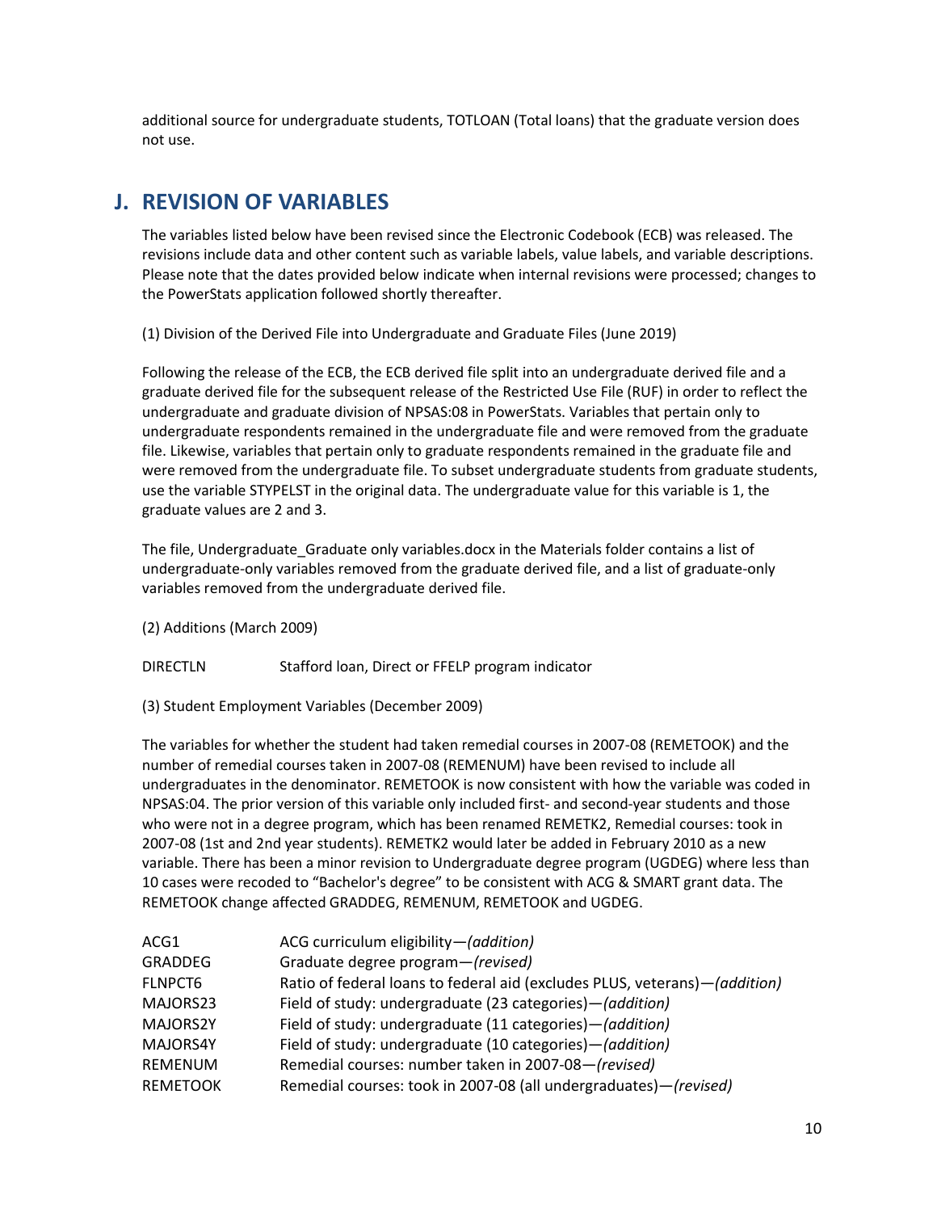additional source for undergraduate students, TOTLOAN (Total loans) that the graduate version does not use.

## J. REVISION OF VARIABLES

The variables listed below have been revised since the Electronic Codebook (ECB) was released. The revisions include data and other content such as variable labels, value labels, and variable descriptions. Please note that the dates provided below indicate when internal revisions were processed; changes to the PowerStats application followed shortly thereafter.

(1) Division of the Derived File into Undergraduate and Graduate Files (June 2019)

Following the release of the ECB, the ECB derived file split into an undergraduate derived file and a graduate derived file for the subsequent release of the Restricted Use File (RUF) in order to reflect the undergraduate and graduate division of NPSAS:08 in PowerStats. Variables that pertain only to undergraduate respondents remained in the undergraduate file and were removed from the graduate file. Likewise, variables that pertain only to graduate respondents remained in the graduate file and were removed from the undergraduate file. To subset undergraduate students from graduate students, use the variable STYPELST in the original data. The undergraduate value for this variable is 1, the graduate values are 2 and 3.

The file, Undergraduate_Graduate only variables.docx in the Materials folder contains a list of undergraduate-only variables removed from the graduate derived file, and a list of graduate-only variables removed from the undergraduate derived file.

(2) Additions (March 2009)

| | |
|---|---|
| DIRECTLN | Stafford loan, Direct or FFELP program indicator |

(3) Student Employment Variables (December 2009)

The variables for whether the student had taken remedial courses in 2007-08 (REMETOOK) and the number of remedial courses taken in 2007-08 (REMENUM) have been revised to include all undergraduates in the denominator. REMETOOK is now consistent with how the variable was coded in NPSAS:04. The prior version of this variable only included first- and second-year students and those who were not in a degree program, which has been renamed REMETK2, Remedial courses: took in 2007-08 (1st and 2nd year students). REMETK2 would later be added in February 2010 as a new variable. There has been a minor revision to Undergraduate degree program (UGDEG) where less than 10 cases were recoded to "Bachelor's degree" to be consistent with ACG & SMART grant data. The REMETOOK change affected GRADDEG, REMENUM, REMETOOK and UGDEG.

| | |
|---|---|
| ACG1 | ACG curriculum eligibility—*(addition)* |
| GRADDEG | Graduate degree program—*(revised)* |
| FLNPCT6 | Ratio of federal loans to federal aid (excludes PLUS, veterans)—*(addition)* |
| MAJORS23 | Field of study: undergraduate (23 categories)—*(addition)* |
| MAJORS2Y | Field of study: undergraduate (11 categories)—*(addition)* |
| MAJORS4Y | Field of study: undergraduate (10 categories)—*(addition)* |
| REMENUM | Remedial courses: number taken in 2007-08—*(revised)* |
| REMETOOK | Remedial courses: took in 2007-08 (all undergraduates)—*(revised)* |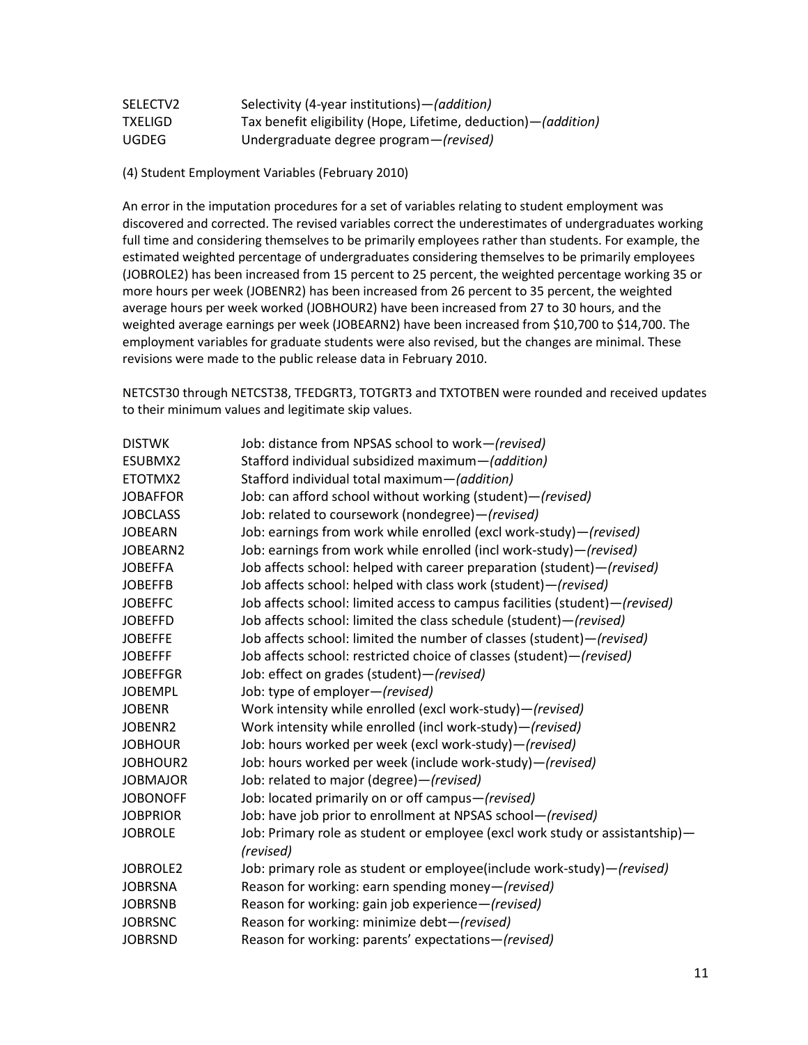| | |
|---|---|
| SELECTV2 | Selectivity (4-year institutions)—*(addition)* |
| TXELIGD | Tax benefit eligibility (Hope, Lifetime, deduction)—*(addition)* |
| UGDEG | Undergraduate degree program—*(revised)* |

(4) Student Employment Variables (February 2010)

An error in the imputation procedures for a set of variables relating to student employment was discovered and corrected. The revised variables correct the underestimates of undergraduates working full time and considering themselves to be primarily employees rather than students. For example, the estimated weighted percentage of undergraduates considering themselves to be primarily employees (JOBROLE2) has been increased from 15 percent to 25 percent, the weighted percentage working 35 or more hours per week (JOBENR2) has been increased from 26 percent to 35 percent, the weighted average hours per week worked (JOBHOUR2) have been increased from 27 to 30 hours, and the weighted average earnings per week (JOBEARN2) have been increased from $10,700 to $14,700. The employment variables for graduate students were also revised, but the changes are minimal. These revisions were made to the public release data in February 2010.

NETCST30 through NETCST38, TFEDGRT3, TOTGRT3 and TXTOTBEN were rounded and received updates to their minimum values and legitimate skip values.

| | |
|---|---|
| DISTWK | Job: distance from NPSAS school to work—*(revised)* |
| ESUBMX2 | Stafford individual subsidized maximum—*(addition)* |
| ETOTMX2 | Stafford individual total maximum—*(addition)* |
| JOBAFFOR | Job: can afford school without working (student)—*(revised)* |
| JOBCLASS | Job: related to coursework (nondegree)—*(revised)* |
| JOBEARN | Job: earnings from work while enrolled (excl work-study)—*(revised)* |
| JOBEARN2 | Job: earnings from work while enrolled (incl work-study)—*(revised)* |
| JOBEFFA | Job affects school: helped with career preparation (student)—*(revised)* |
| JOBEFFB | Job affects school: helped with class work (student)—*(revised)* |
| JOBEFFC | Job affects school: limited access to campus facilities (student)—*(revised)* |
| JOBEFFD | Job affects school: limited the class schedule (student)—*(revised)* |
| JOBEFFE | Job affects school: limited the number of classes (student)—*(revised)* |
| JOBEFFF | Job affects school: restricted choice of classes (student)—*(revised)* |
| JOBEFFGR | Job: effect on grades (student)—*(revised)* |
| JOBEMPL | Job: type of employer—*(revised)* |
| JOBENR | Work intensity while enrolled (excl work-study)—*(revised)* |
| JOBENR2 | Work intensity while enrolled (incl work-study)—*(revised)* |
| JOBHOUR | Job: hours worked per week (excl work-study)—*(revised)* |
| JOBHOUR2 | Job: hours worked per week (include work-study)—*(revised)* |
| JOBMAJOR | Job: related to major (degree)—*(revised)* |
| JOBONOFF | Job: located primarily on or off campus—*(revised)* |
| JOBPRIOR | Job: have job prior to enrollment at NPSAS school—*(revised)* |
| JOBROLE | Job: Primary role as student or employee (excl work study or assistantship)—*(revised)* |
| JOBROLE2 | Job: primary role as student or employee(include work-study)—*(revised)* |
| JOBRSNA | Reason for working: earn spending money—*(revised)* |
| JOBRSNB | Reason for working: gain job experience—*(revised)* |
| JOBRSNC | Reason for working: minimize debt—*(revised)* |
| JOBRSND | Reason for working: parents' expectations—*(revised)* |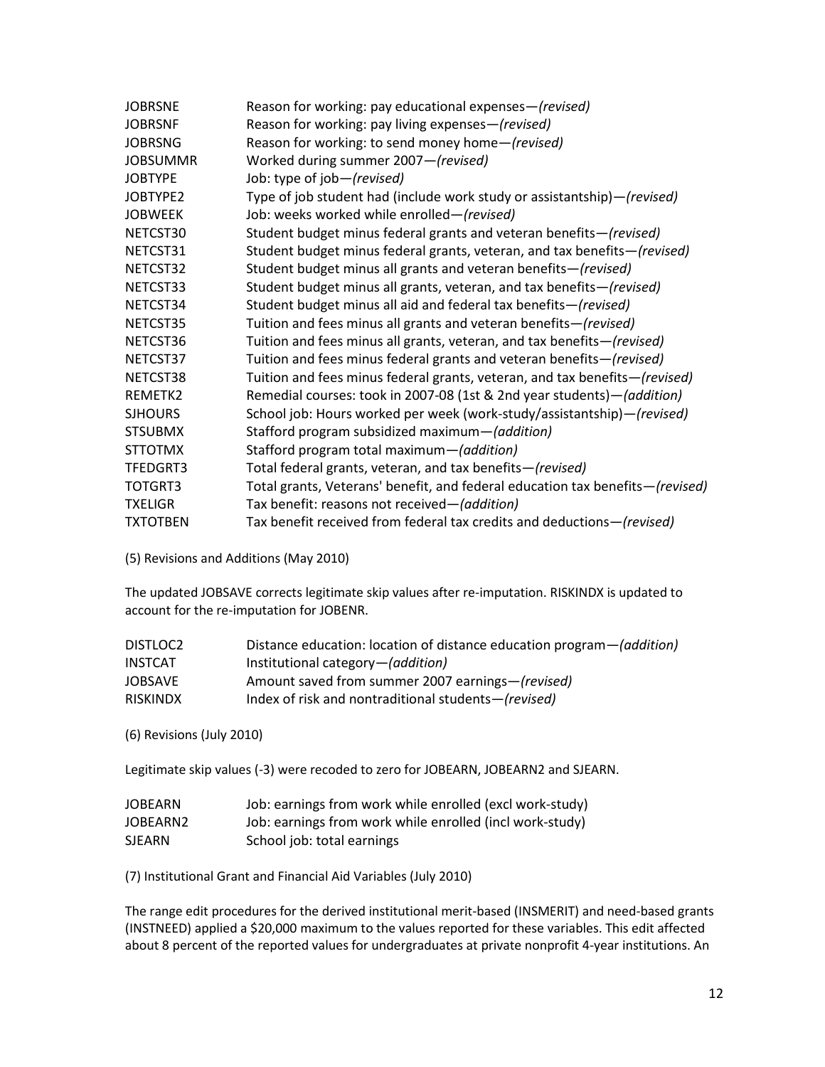| | |
|---|---|
| JOBRSNE | Reason for working: pay educational expenses—*(revised)* |
| JOBRSNF | Reason for working: pay living expenses—*(revised)* |
| JOBRSNG | Reason for working: to send money home—*(revised)* |
| JOBSUMMR | Worked during summer 2007—*(revised)* |
| JOBTYPE | Job: type of job—*(revised)* |
| JOBTYPE2 | Type of job student had (include work study or assistantship)—*(revised)* |
| JOBWEEK | Job: weeks worked while enrolled—*(revised)* |
| NETCST30 | Student budget minus federal grants and veteran benefits—*(revised)* |
| NETCST31 | Student budget minus federal grants, veteran, and tax benefits—*(revised)* |
| NETCST32 | Student budget minus all grants and veteran benefits—*(revised)* |
| NETCST33 | Student budget minus all grants, veteran, and tax benefits—*(revised)* |
| NETCST34 | Student budget minus all aid and federal tax benefits—*(revised)* |
| NETCST35 | Tuition and fees minus all grants and veteran benefits—*(revised)* |
| NETCST36 | Tuition and fees minus all grants, veteran, and tax benefits—*(revised)* |
| NETCST37 | Tuition and fees minus federal grants and veteran benefits—*(revised)* |
| NETCST38 | Tuition and fees minus federal grants, veteran, and tax benefits—*(revised)* |
| REMETK2 | Remedial courses: took in 2007-08 (1st & 2nd year students)—*(addition)* |
| SJHOURS | School job: Hours worked per week (work-study/assistantship)—*(revised)* |
| STSUBMX | Stafford program subsidized maximum—*(addition)* |
| STTOTMX | Stafford program total maximum—*(addition)* |
| TFEDGRT3 | Total federal grants, veteran, and tax benefits—*(revised)* |
| TOTGRT3 | Total grants, Veterans' benefit, and federal education tax benefits—*(revised)* |
| TXELIGR | Tax benefit: reasons not received—*(addition)* |
| TXTOTBEN | Tax benefit received from federal tax credits and deductions—*(revised)* |

(5) Revisions and Additions (May 2010)

The updated JOBSAVE corrects legitimate skip values after re-imputation. RISKINDX is updated to account for the re-imputation for JOBENR.

| | |
|---|---|
| DISTLOC2 | Distance education: location of distance education program—*(addition)* |
| INSTCAT | Institutional category—*(addition)* |
| JOBSAVE | Amount saved from summer 2007 earnings—*(revised)* |
| RISKINDX | Index of risk and nontraditional students—*(revised)* |

(6) Revisions (July 2010)

Legitimate skip values (-3) were recoded to zero for JOBEARN, JOBEARN2 and SJEARN.

| | |
|---|---|
| JOBEARN | Job: earnings from work while enrolled (excl work-study) |
| JOBEARN2 | Job: earnings from work while enrolled (incl work-study) |
| SJEARN | School job: total earnings |

(7) Institutional Grant and Financial Aid Variables (July 2010)

The range edit procedures for the derived institutional merit-based (INSMERIT) and need-based grants (INSTNEED) applied a $20,000 maximum to the values reported for these variables. This edit affected about 8 percent of the reported values for undergraduates at private nonprofit 4-year institutions. An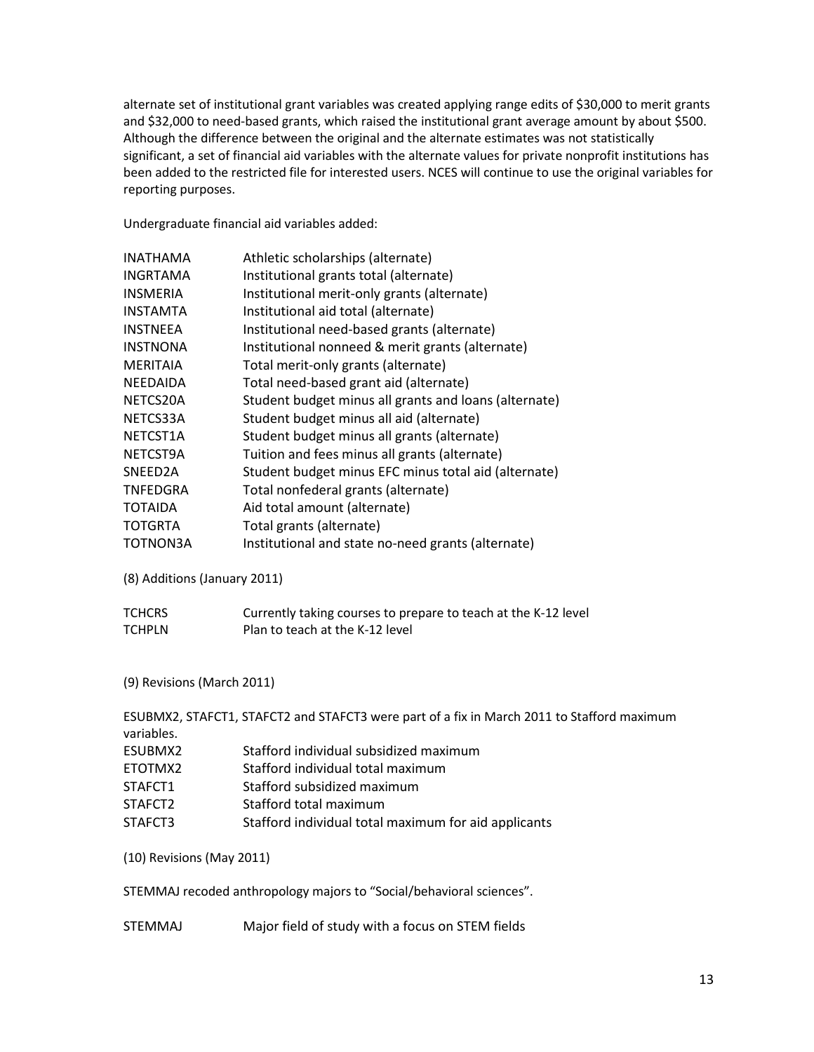alternate set of institutional grant variables was created applying range edits of $30,000 to merit grants and $32,000 to need-based grants, which raised the institutional grant average amount by about $500. Although the difference between the original and the alternate estimates was not statistically significant, a set of financial aid variables with the alternate values for private nonprofit institutions has been added to the restricted file for interested users. NCES will continue to use the original variables for reporting purposes.

Undergraduate financial aid variables added:

| | |
|---|---|
| INATHAMA | Athletic scholarships (alternate) |
| INGRTAMA | Institutional grants total (alternate) |
| INSMERIA | Institutional merit-only grants (alternate) |
| INSTAMTA | Institutional aid total (alternate) |
| INSTNEEA | Institutional need-based grants (alternate) |
| INSTNONA | Institutional nonneed & merit grants (alternate) |
| MERITAIA | Total merit-only grants (alternate) |
| NEEDAIDA | Total need-based grant aid (alternate) |
| NETCS20A | Student budget minus all grants and loans (alternate) |
| NETCS33A | Student budget minus all aid (alternate) |
| NETCST1A | Student budget minus all grants (alternate) |
| NETCST9A | Tuition and fees minus all grants (alternate) |
| SNEED2A | Student budget minus EFC minus total aid (alternate) |
| TNFEDGRA | Total nonfederal grants (alternate) |
| TOTAIDA | Aid total amount (alternate) |
| TOTGRTA | Total grants (alternate) |
| TOTNON3A | Institutional and state no-need grants (alternate) |

(8) Additions (January 2011)

| | |
|---|---|
| TCHCRS | Currently taking courses to prepare to teach at the K-12 level |
| TCHPLN | Plan to teach at the K-12 level |

(9) Revisions (March 2011)

ESUBMX2, STAFCT1, STAFCT2 and STAFCT3 were part of a fix in March 2011 to Stafford maximum variables.

| | |
|---|---|
| ESUBMX2 | Stafford individual subsidized maximum |
| ETOTMX2 | Stafford individual total maximum |
| STAFCT1 | Stafford subsidized maximum |
| STAFCT2 | Stafford total maximum |
| STAFCT3 | Stafford individual total maximum for aid applicants |

(10) Revisions (May 2011)

STEMMAJ recoded anthropology majors to "Social/behavioral sciences".

| | |
|---|---|
| STEMMAJ | Major field of study with a focus on STEM fields |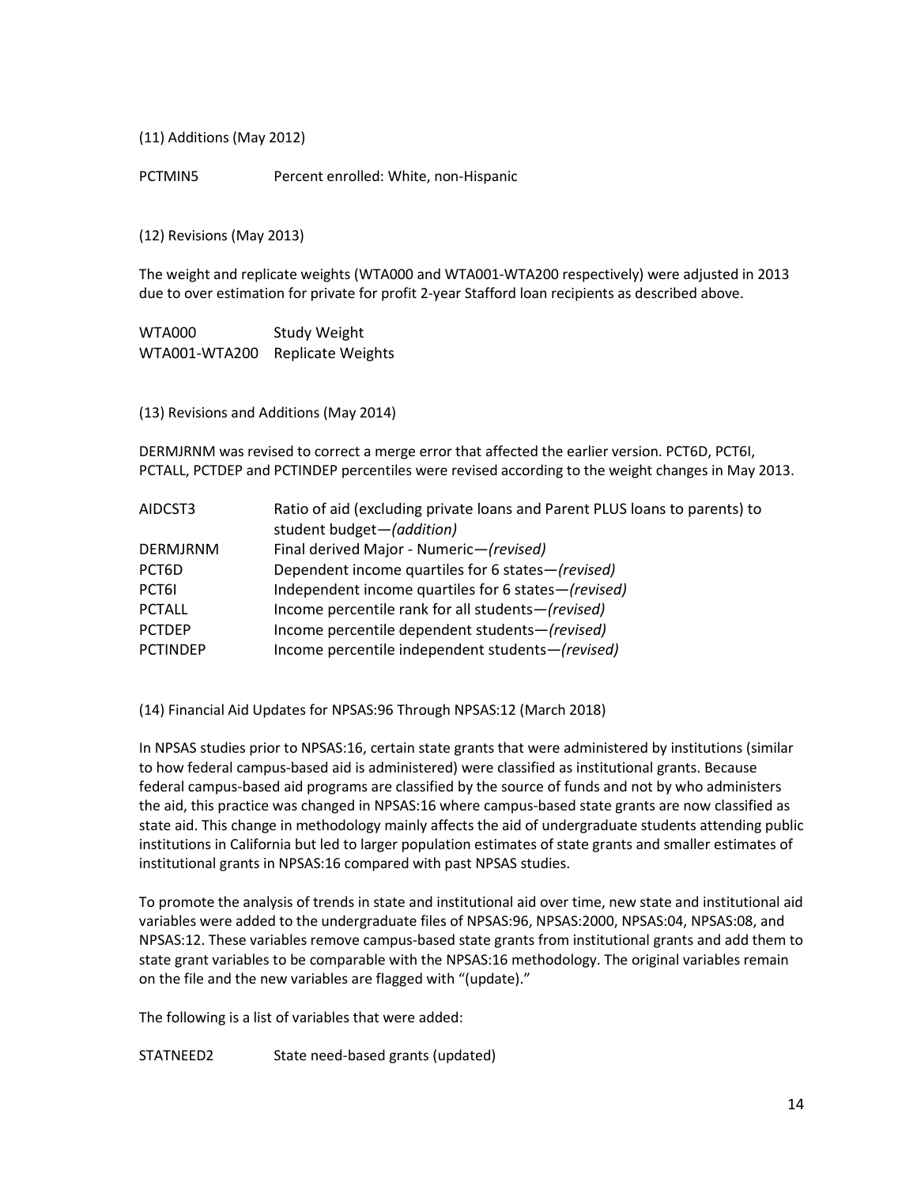(11) Additions (May 2012)

| | |
|---|---|
| PCTMIN5 | Percent enrolled: White, non-Hispanic |

(12) Revisions (May 2013)

The weight and replicate weights (WTA000 and WTA001-WTA200 respectively) were adjusted in 2013 due to over estimation for private for profit 2-year Stafford loan recipients as described above.

| | |
|---|---|
| WTA000 | Study Weight |
| WTA001-WTA200 | Replicate Weights |

(13) Revisions and Additions (May 2014)

DERMJRNM was revised to correct a merge error that affected the earlier version. PCT6D, PCT6I, PCTALL, PCTDEP and PCTINDEP percentiles were revised according to the weight changes in May 2013.

| | |
|---|---|
| AIDCST3 | Ratio of aid (excluding private loans and Parent PLUS loans to parents) to student budget—*(addition)* |
| DERMJRNM | Final derived Major - Numeric—*(revised)* |
| PCT6D | Dependent income quartiles for 6 states—*(revised)* |
| PCT6I | Independent income quartiles for 6 states—*(revised)* |
| PCTALL | Income percentile rank for all students—*(revised)* |
| PCTDEP | Income percentile dependent students—*(revised)* |
| PCTINDEP | Income percentile independent students—*(revised)* |

(14) Financial Aid Updates for NPSAS:96 Through NPSAS:12 (March 2018)

In NPSAS studies prior to NPSAS:16, certain state grants that were administered by institutions (similar to how federal campus-based aid is administered) were classified as institutional grants. Because federal campus-based aid programs are classified by the source of funds and not by who administers the aid, this practice was changed in NPSAS:16 where campus-based state grants are now classified as state aid. This change in methodology mainly affects the aid of undergraduate students attending public institutions in California but led to larger population estimates of state grants and smaller estimates of institutional grants in NPSAS:16 compared with past NPSAS studies.

To promote the analysis of trends in state and institutional aid over time, new state and institutional aid variables were added to the undergraduate files of NPSAS:96, NPSAS:2000, NPSAS:04, NPSAS:08, and NPSAS:12. These variables remove campus-based state grants from institutional grants and add them to state grant variables to be comparable with the NPSAS:16 methodology. The original variables remain on the file and the new variables are flagged with "(update)."

The following is a list of variables that were added:

| | |
|---|---|
| STATNEED2 | State need-based grants (updated) |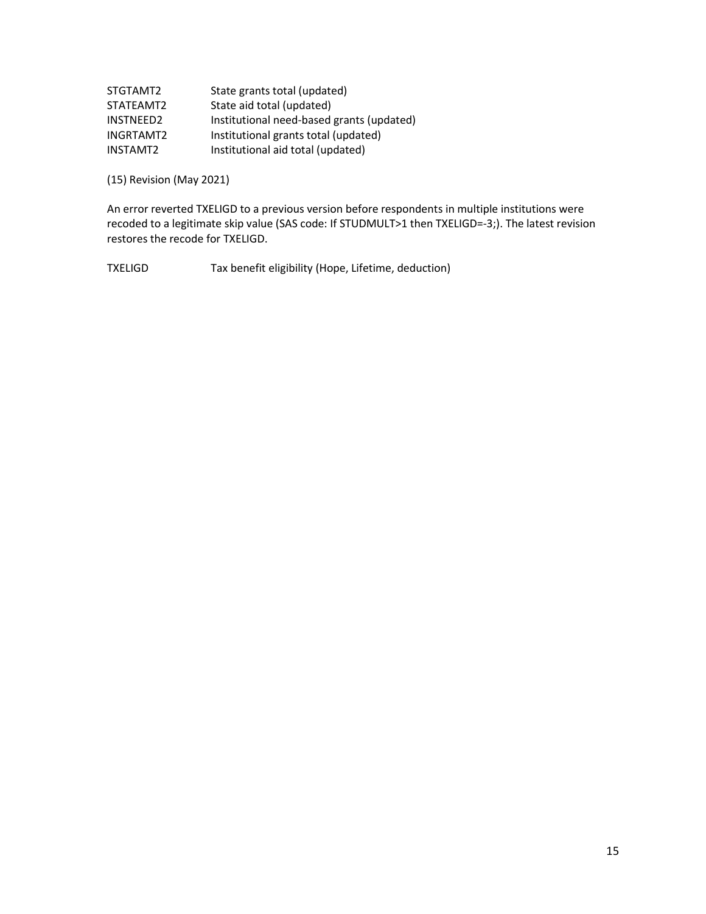| | |
|---|---|
| STGTAMT2 | State grants total (updated) |
| STATEAMT2 | State aid total (updated) |
| INSTNEED2 | Institutional need-based grants (updated) |
| INGRTAMT2 | Institutional grants total (updated) |
| INSTAMT2 | Institutional aid total (updated) |

(15) Revision (May 2021)

An error reverted TXELIGD to a previous version before respondents in multiple institutions were recoded to a legitimate skip value (SAS code: If STUDMULT>1 then TXELIGD=-3;). The latest revision restores the recode for TXELIGD.

| | |
|---|---|
| TXELIGD | Tax benefit eligibility (Hope, Lifetime, deduction) |